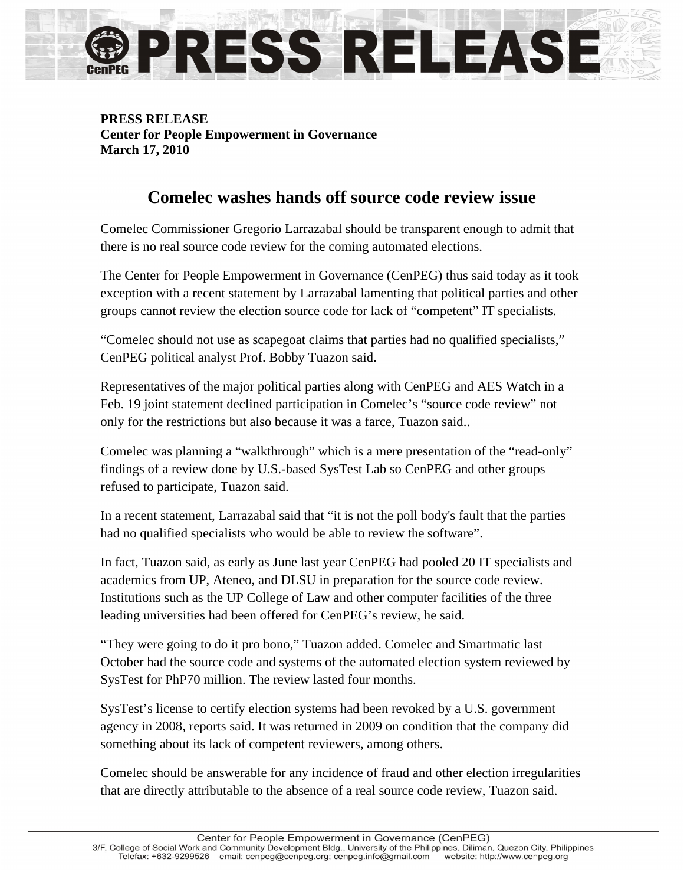**PRESS RELEASE**
**Center for People Empowerment in Governance**
**March 17, 2010**

# Comelec washes hands off source code review issue

Comelec Commissioner Gregorio Larrazabal should be transparent enough to admit that there is no real source code review for the coming automated elections.

The Center for People Empowerment in Governance (CenPEG) thus said today as it took exception with a recent statement by Larrazabal lamenting that political parties and other groups cannot review the election source code for lack of "competent" IT specialists.

"Comelec should not use as scapegoat claims that parties had no qualified specialists," CenPEG political analyst Prof. Bobby Tuazon said.

Representatives of the major political parties along with CenPEG and AES Watch in a Feb. 19 joint statement declined participation in Comelec's "source code review" not only for the restrictions but also because it was a farce, Tuazon said..

Comelec was planning a "walkthrough" which is a mere presentation of the "read-only" findings of a review done by U.S.-based SysTest Lab so CenPEG and other groups refused to participate, Tuazon said.

In a recent statement, Larrazabal said that "it is not the poll body's fault that the parties had no qualified specialists who would be able to review the software".

In fact, Tuazon said, as early as June last year CenPEG had pooled 20 IT specialists and academics from UP, Ateneo, and DLSU in preparation for the source code review. Institutions such as the UP College of Law and other computer facilities of the three leading universities had been offered for CenPEG's review, he said.

"They were going to do it pro bono," Tuazon added. Comelec and Smartmatic last October had the source code and systems of the automated election system reviewed by SysTest for PhP70 million. The review lasted four months.

SysTest's license to certify election systems had been revoked by a U.S. government agency in 2008, reports said. It was returned in 2009 on condition that the company did something about its lack of competent reviewers, among others.

Comelec should be answerable for any incidence of fraud and other election irregularities that are directly attributable to the absence of a real source code review, Tuazon said.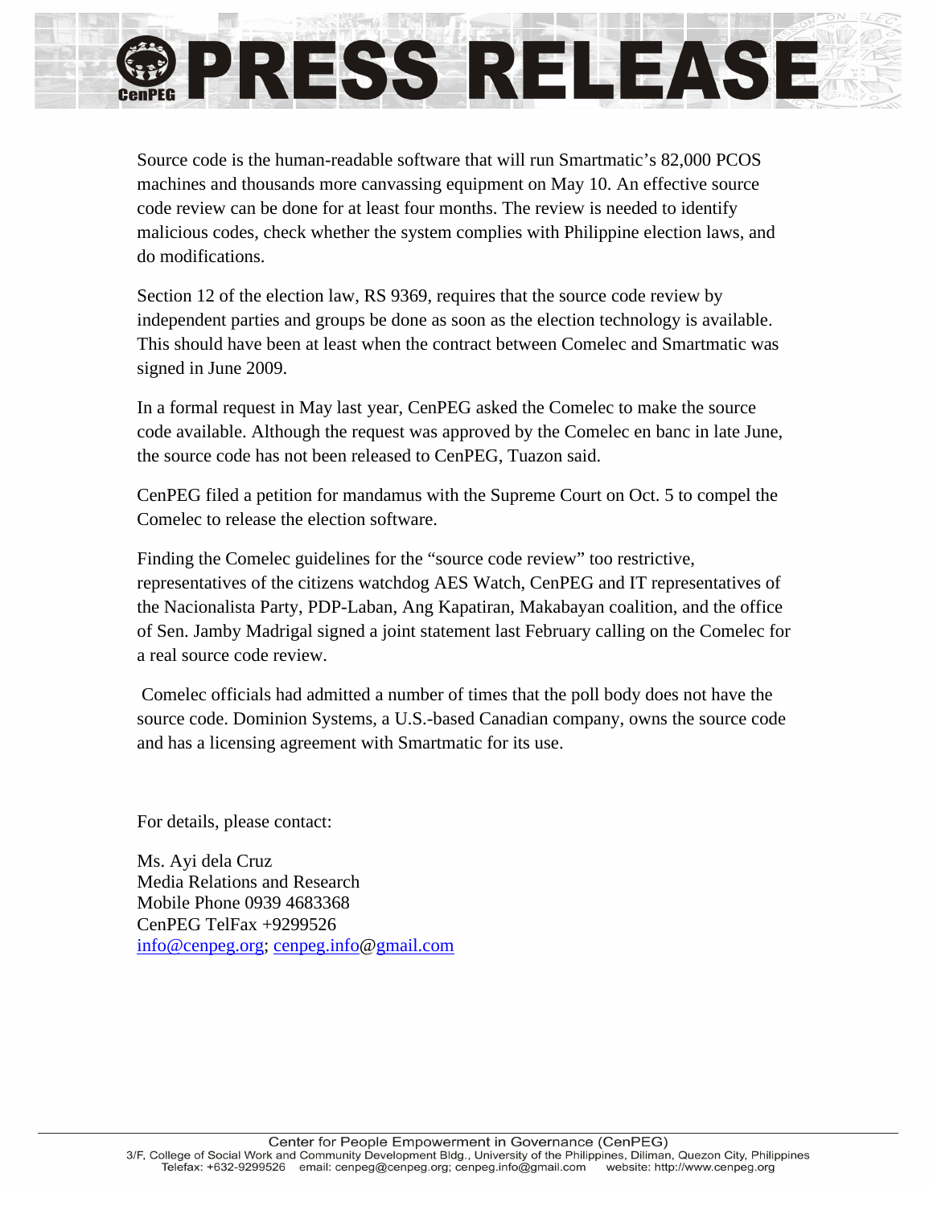Source code is the human-readable software that will run Smartmatic's 82,000 PCOS machines and thousands more canvassing equipment on May 10. An effective source code review can be done for at least four months. The review is needed to identify malicious codes, check whether the system complies with Philippine election laws, and do modifications.

Section 12 of the election law, RS 9369, requires that the source code review by independent parties and groups be done as soon as the election technology is available. This should have been at least when the contract between Comelec and Smartmatic was signed in June 2009.

In a formal request in May last year, CenPEG asked the Comelec to make the source code available. Although the request was approved by the Comelec en banc in late June, the source code has not been released to CenPEG, Tuazon said.

CenPEG filed a petition for mandamus with the Supreme Court on Oct. 5 to compel the Comelec to release the election software.

Finding the Comelec guidelines for the "source code review" too restrictive, representatives of the citizens watchdog AES Watch, CenPEG and IT representatives of the Nacionalista Party, PDP-Laban, Ang Kapatiran, Makabayan coalition, and the office of Sen. Jamby Madrigal signed a joint statement last February calling on the Comelec for a real source code review.

Comelec officials had admitted a number of times that the poll body does not have the source code. Dominion Systems, a U.S.-based Canadian company, owns the source code and has a licensing agreement with Smartmatic for its use.

For details, please contact:

Ms. Ayi dela Cruz
Media Relations and Research
Mobile Phone 0939 4683368
CenPEG TelFax +9299526
info@cenpeg.org; cenpeg.info@gmail.com